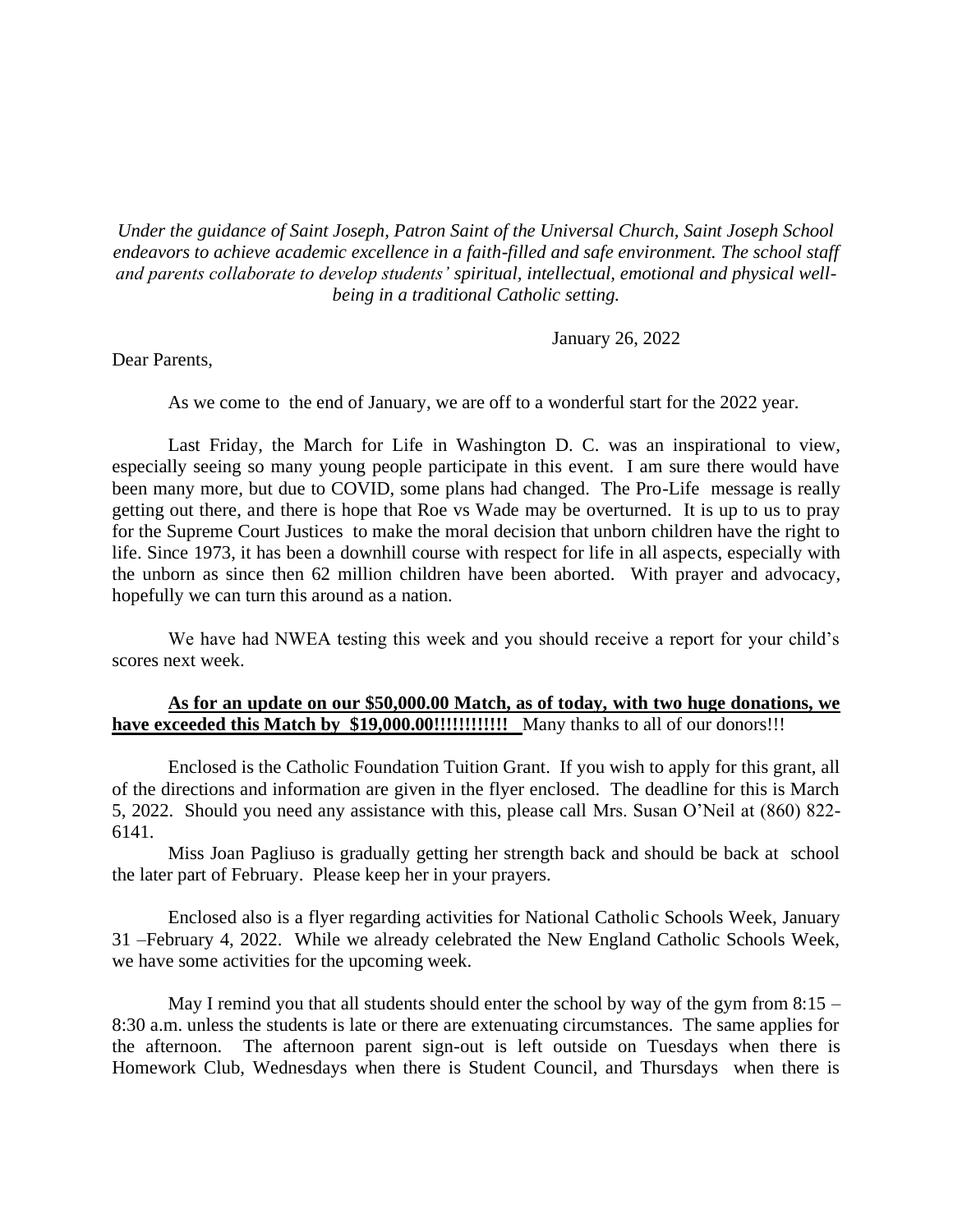*Under the guidance of Saint Joseph, Patron Saint of the Universal Church, Saint Joseph School endeavors to achieve academic excellence in a faith-filled and safe environment. The school staff and parents collaborate to develop students' spiritual, intellectual, emotional and physical well-being in a traditional Catholic setting.*

January 26, 2022

Dear Parents,

As we come to the end of January, we are off to a wonderful start for the 2022 year.

Last Friday, the March for Life in Washington D. C. was an inspirational to view, especially seeing so many young people participate in this event. I am sure there would have been many more, but due to COVID, some plans had changed. The Pro-Life message is really getting out there, and there is hope that Roe vs Wade may be overturned. It is up to us to pray for the Supreme Court Justices to make the moral decision that unborn children have the right to life. Since 1973, it has been a downhill course with respect for life in all aspects, especially with the unborn as since then 62 million children have been aborted. With prayer and advocacy, hopefully we can turn this around as a nation.

We have had NWEA testing this week and you should receive a report for your child's scores next week.

**As for an update on our $50,000.00 Match, as of today, with two huge donations, we have exceeded this Match by $19,000.00!!!!!!!!!!!!** Many thanks to all of our donors!!!

Enclosed is the Catholic Foundation Tuition Grant. If you wish to apply for this grant, all of the directions and information are given in the flyer enclosed. The deadline for this is March 5, 2022. Should you need any assistance with this, please call Mrs. Susan O'Neil at (860) 822-6141.

Miss Joan Pagliuso is gradually getting her strength back and should be back at school the later part of February. Please keep her in your prayers.

Enclosed also is a flyer regarding activities for National Catholic Schools Week, January 31 –February 4, 2022. While we already celebrated the New England Catholic Schools Week, we have some activities for the upcoming week.

May I remind you that all students should enter the school by way of the gym from 8:15 – 8:30 a.m. unless the students is late or there are extenuating circumstances. The same applies for the afternoon. The afternoon parent sign-out is left outside on Tuesdays when there is Homework Club, Wednesdays when there is Student Council, and Thursdays when there is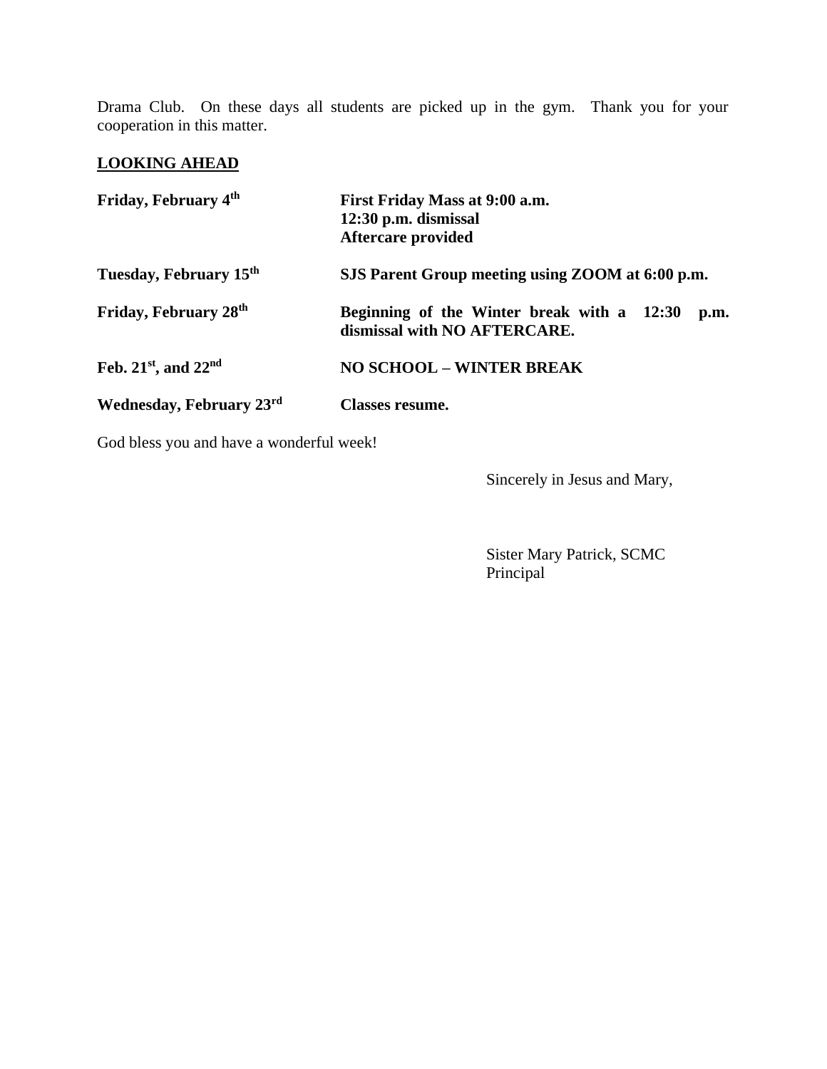Drama Club. On these days all students are picked up in the gym. Thank you for your cooperation in this matter.

**LOOKING AHEAD**

| | |
|---|---|
| **Friday, February 4th** | **First Friday Mass at 9:00 a.m.**<br>**12:30 p.m. dismissal**<br>**Aftercare provided** |
| **Tuesday, February 15th** | **SJS Parent Group meeting using ZOOM at 6:00 p.m.** |
| **Friday, February 28th** | **Beginning of the Winter break with a 12:30 p.m. dismissal with NO AFTERCARE.** |
| **Feb. 21st, and 22nd** | **NO SCHOOL – WINTER BREAK** |
| **Wednesday, February 23rd** | **Classes resume.** |

God bless you and have a wonderful week!

Sincerely in Jesus and Mary,

Sister Mary Patrick, SCMC
Principal